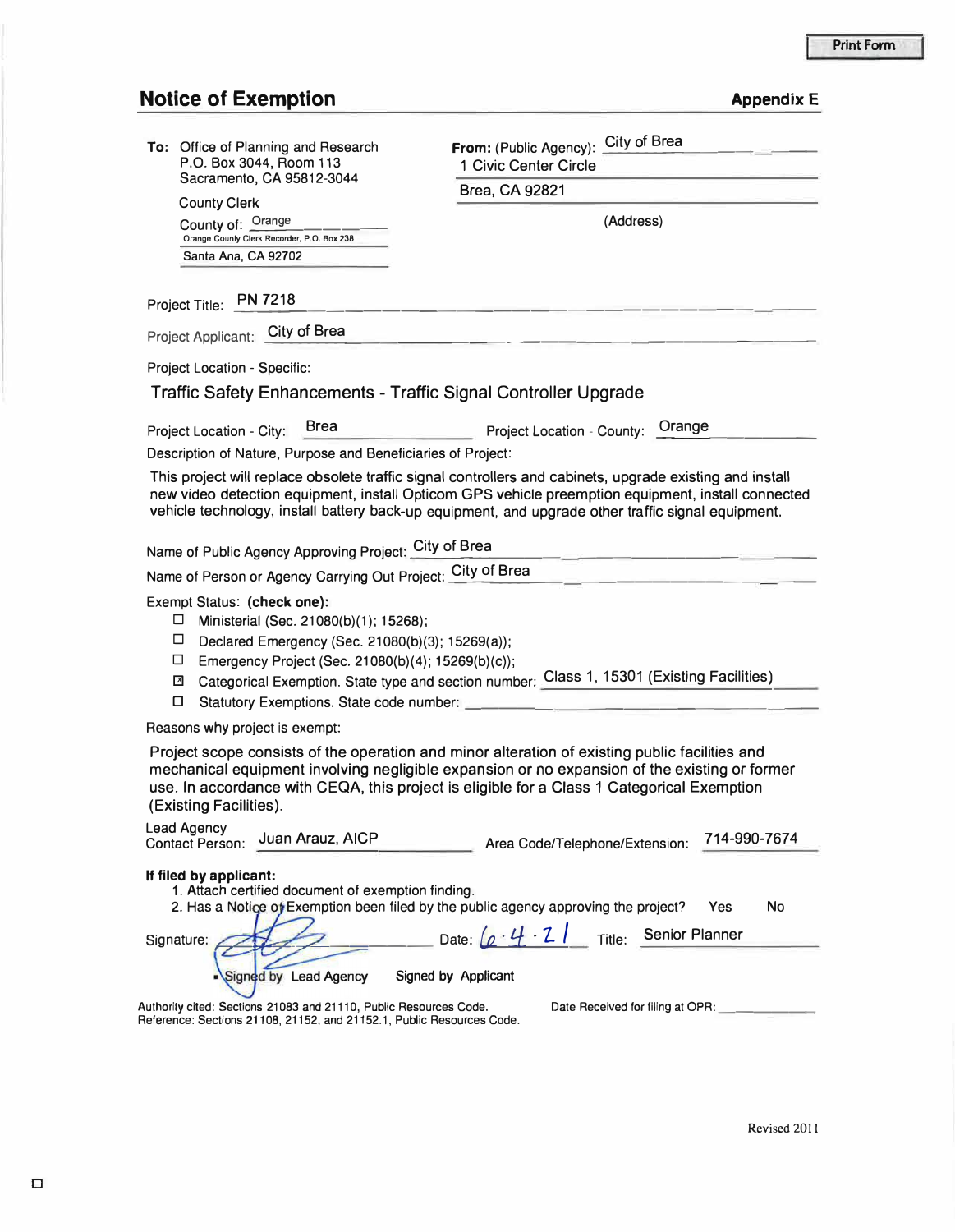# Notice of Exemption

**Appendix E**

**To:** Office of Planning and Research
P.O. Box 3044, Room 113
Sacramento, CA 95812-3044

County Clerk
County of: Orange
Orange County Clerk Recorder, P.O. Box 238
Santa Ana, CA 92702

**From:** (Public Agency): City of Brea
1 Civic Center Circle
Brea, CA 92821
(Address)

Project Title: PN 7218

Project Applicant: City of Brea

Project Location - Specific:

Traffic Safety Enhancements - Traffic Signal Controller Upgrade

Project Location - City: Brea     Project Location - County: Orange

Description of Nature, Purpose and Beneficiaries of Project:

This project will replace obsolete traffic signal controllers and cabinets, upgrade existing and install new video detection equipment, install Opticom GPS vehicle preemption equipment, install connected vehicle technology, install battery back-up equipment, and upgrade other traffic signal equipment.

Name of Public Agency Approving Project: City of Brea

Name of Person or Agency Carrying Out Project: City of Brea

Exempt Status: **(check one):**

- ☐ Ministerial (Sec. 21080(b)(1); 15268);
- ☐ Declared Emergency (Sec. 21080(b)(3); 15269(a));
- ☐ Emergency Project (Sec. 21080(b)(4); 15269(b)(c));
- ☒ Categorical Exemption. State type and section number: Class 1, 15301 (Existing Facilities)
- ☐ Statutory Exemptions. State code number:

Reasons why project is exempt:

Project scope consists of the operation and minor alteration of existing public facilities and mechanical equipment involving negligible expansion or no expansion of the existing or former use. In accordance with CEQA, this project is eligible for a Class 1 Categorical Exemption (Existing Facilities).

Lead Agency Contact Person: Juan Arauz, AICP     Area Code/Telephone/Extension: 714-990-7674

**If filed by applicant:**

1. Attach certified document of exemption finding.
2. Has a Notice of Exemption been filed by the public agency approving the project? Yes No

Signature: [signature]     Date: 6·4·21     Title: Senior Planner

■ Signed by Lead Agency     Signed by Applicant

Authority cited: Sections 21083 and 21110, Public Resources Code.
Reference: Sections 21108, 21152, and 21152.1, Public Resources Code.

Date Received for filing at OPR:

Revised 2011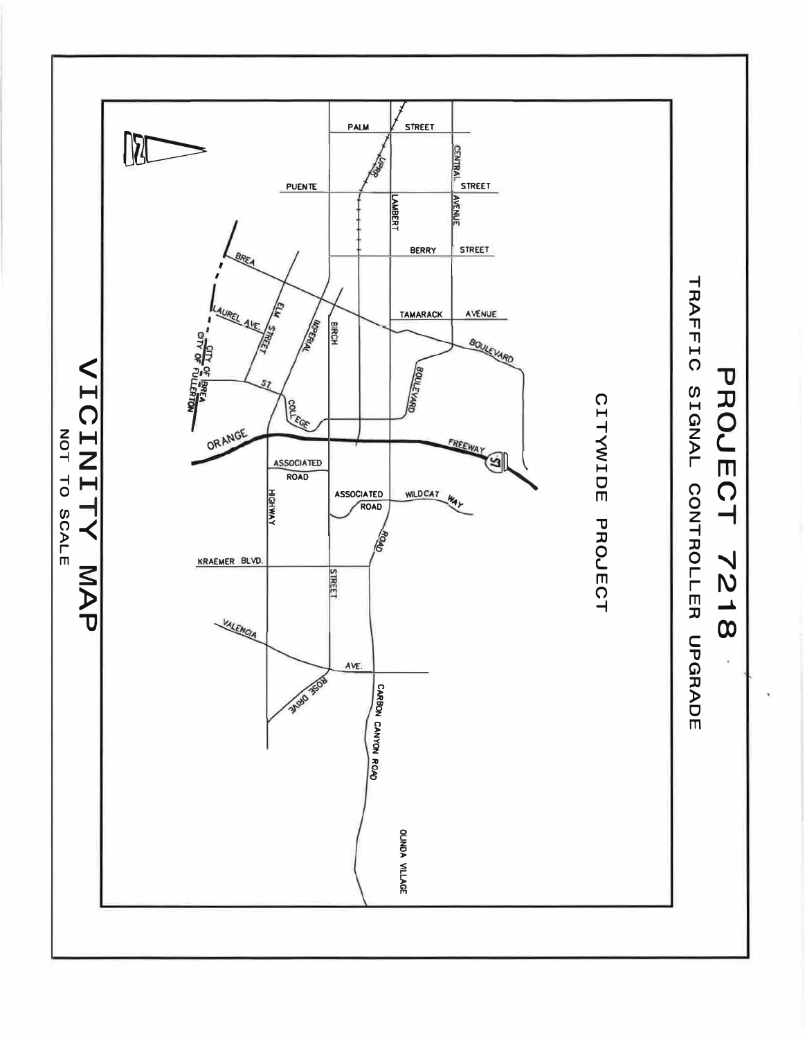# PROJECT 7218

## TRAFFIC SIGNAL CONTROLLER UPGRADE

CITYWIDE PROJECT

PALM STREET

PUENTE STREET

BERRY STREET

TAMARACK AVENUE

UPRR

LAMBERT

CENTRAL AVENUE

BREA BOULEVARD

LAUREL AVE.

ELM STREET

IMPERIAL

BIRCH

BOULEVARD

ST

COLLEGE

CITY OF BREA

CITY OF FULLERTON

ORANGE FREEWAY

57

ASSOCIATED ROAD

ASSOCIATED ROAD

WILDCAT WAY

HIGHWAY

ROAD

KRAEMER BLVD.

STREET

VALENCIA AVE.

ROSE DRIVE

CARBON CANYON ROAD

OLINDA VILLAGE

N

# VICINITY MAP

NOT TO SCALE